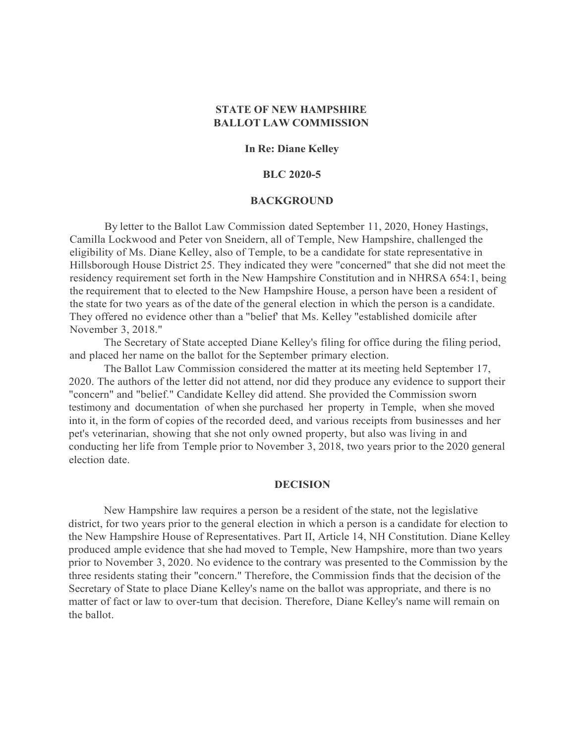**STATE OF NEW HAMPSHIRE**
**BALLOT LAW COMMISSION**

**In Re: Diane Kelley**

**BLC 2020-5**

## BACKGROUND

By letter to the Ballot Law Commission dated September 11, 2020, Honey Hastings, Camilla Lockwood and Peter von Sneidern, all of Temple, New Hampshire, challenged the eligibility of Ms. Diane Kelley, also of Temple, to be a candidate for state representative in Hillsborough House District 25. They indicated they were "concerned" that she did not meet the residency requirement set forth in the New Hampshire Constitution and in NHRSA 654:1, being the requirement that to elected to the New Hampshire House, a person have been a resident of the state for two years as of the date of the general election in which the person is a candidate. They offered no evidence other than a "belief' that Ms. Kelley "established domicile after November 3, 2018."

The Secretary of State accepted Diane Kelley's filing for office during the filing period, and placed her name on the ballot for the September primary election.

The Ballot Law Commission considered the matter at its meeting held September 17, 2020. The authors of the letter did not attend, nor did they produce any evidence to support their "concern" and "belief." Candidate Kelley did attend. She provided the Commission sworn testimony and documentation of when she purchased her property in Temple, when she moved into it, in the form of copies of the recorded deed, and various receipts from businesses and her pet's veterinarian, showing that she not only owned property, but also was living in and conducting her life from Temple prior to November 3, 2018, two years prior to the 2020 general election date.

## DECISION

New Hampshire law requires a person be a resident of the state, not the legislative district, for two years prior to the general election in which a person is a candidate for election to the New Hampshire House of Representatives. Part II, Article 14, NH Constitution. Diane Kelley produced ample evidence that she had moved to Temple, New Hampshire, more than two years prior to November 3, 2020. No evidence to the contrary was presented to the Commission by the three residents stating their "concern." Therefore, the Commission finds that the decision of the Secretary of State to place Diane Kelley's name on the ballot was appropriate, and there is no matter of fact or law to over-tum that decision. Therefore, Diane Kelley's name will remain on the ballot.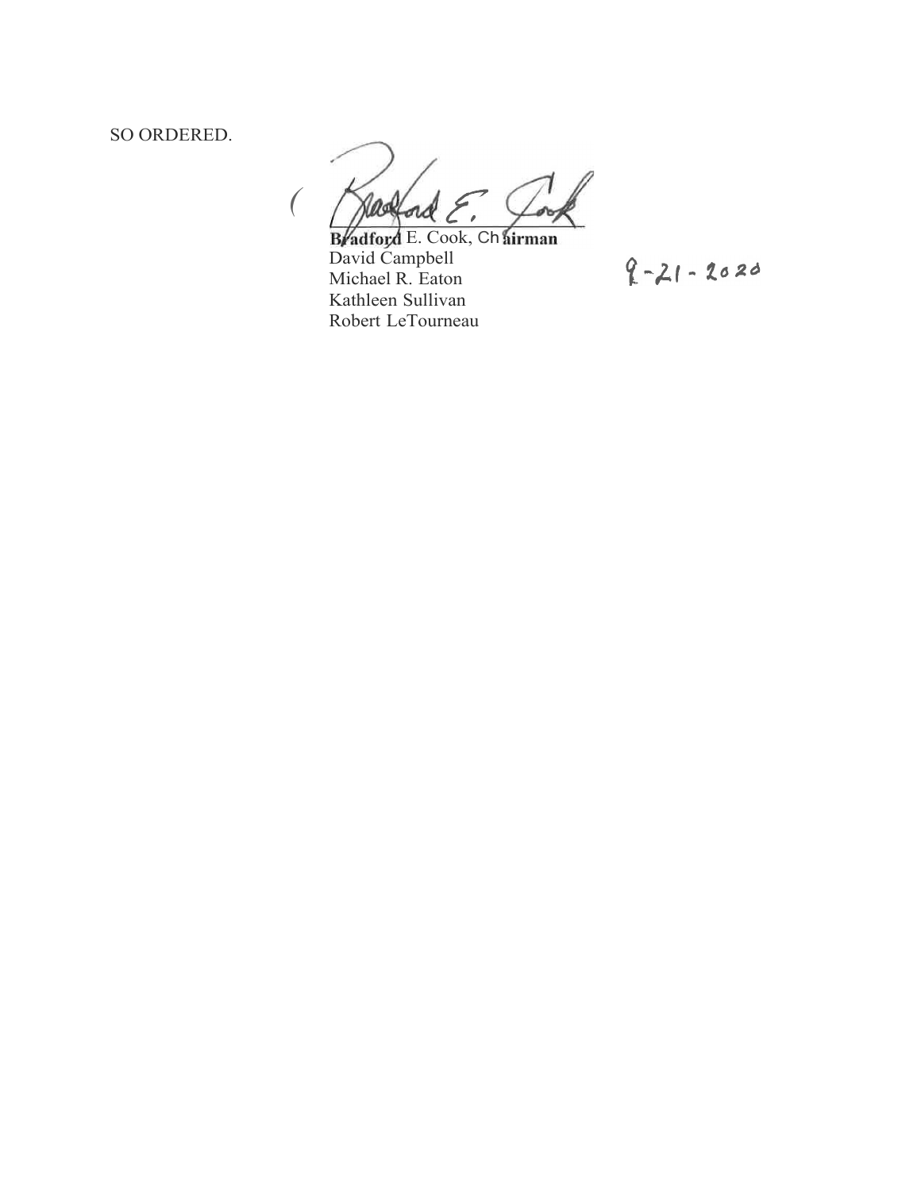SO ORDERED.

Bradford E. Cook, Chairman
David Campbell
Michael R. Eaton
Kathleen Sullivan
Robert LeTourneau

9-21-2020